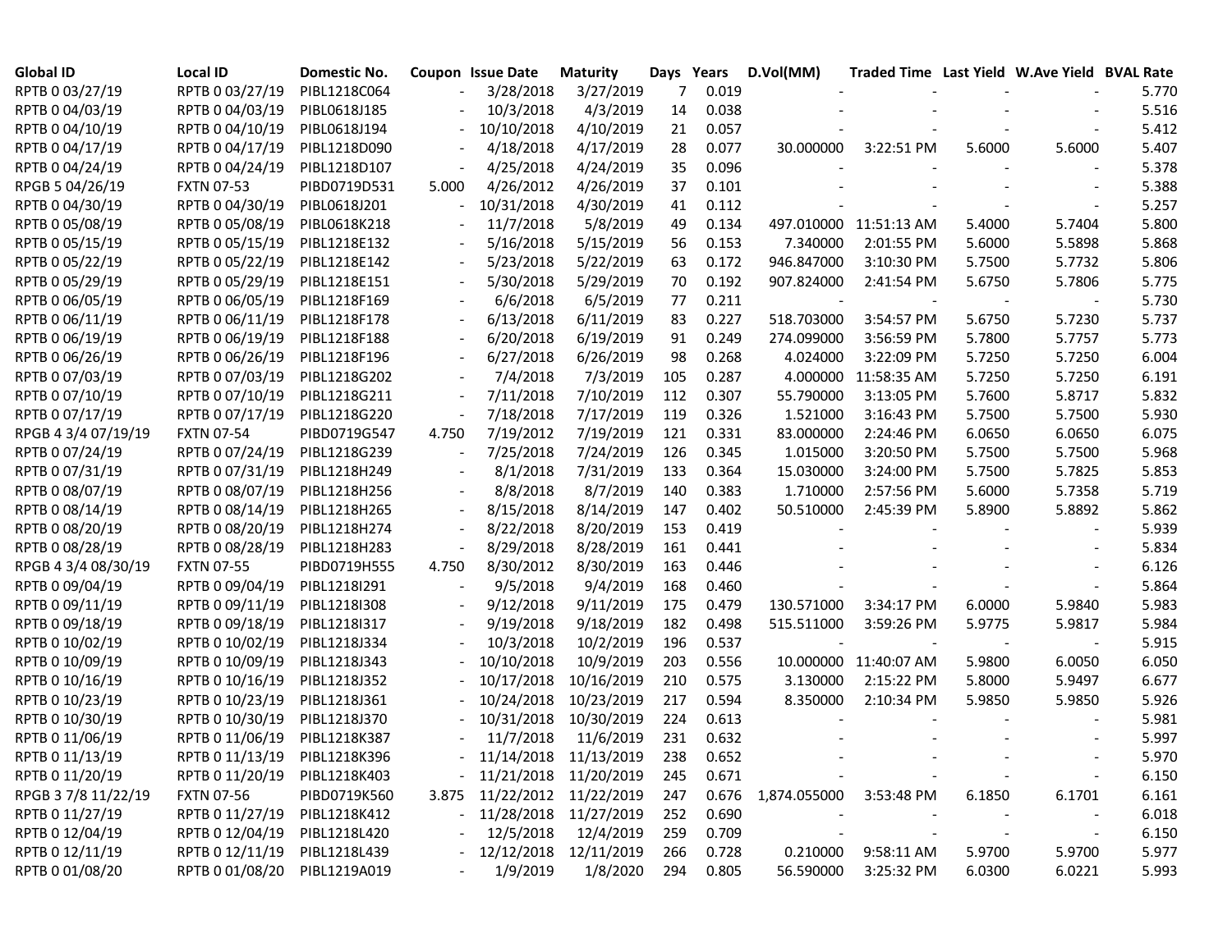| Global ID | Local ID | Domestic No. | Coupon | Issue Date | Maturity | Days | Years | D.Vol(MM) | Traded Time | Last Yield | W.Ave Yield | BVAL Rate |
|---|---|---|---|---|---|---|---|---|---|---|---|---|
| RPTB 0 03/27/19 | RPTB 0 03/27/19 | PIBL1218C064 | - | 3/28/2018 | 3/27/2019 | 7 | 0.019 | - | - | - | - | 5.770 |
| RPTB 0 04/03/19 | RPTB 0 04/03/19 | PIBL0618J185 | - | 10/3/2018 | 4/3/2019 | 14 | 0.038 | - | - | - | - | 5.516 |
| RPTB 0 04/10/19 | RPTB 0 04/10/19 | PIBL0618J194 | - | 10/10/2018 | 4/10/2019 | 21 | 0.057 | - | - | - | - | 5.412 |
| RPTB 0 04/17/19 | RPTB 0 04/17/19 | PIBL1218D090 | - | 4/18/2018 | 4/17/2019 | 28 | 0.077 | 30.000000 | 3:22:51 PM | 5.6000 | 5.6000 | 5.407 |
| RPTB 0 04/24/19 | RPTB 0 04/24/19 | PIBL1218D107 | - | 4/25/2018 | 4/24/2019 | 35 | 0.096 | - | - | - | - | 5.378 |
| RPGB 5 04/26/19 | FXTN 07-53 | PIBD0719D531 | 5.000 | 4/26/2012 | 4/26/2019 | 37 | 0.101 | - | - | - | - | 5.388 |
| RPTB 0 04/30/19 | RPTB 0 04/30/19 | PIBL0618J201 | - | 10/31/2018 | 4/30/2019 | 41 | 0.112 | - | - | - | - | 5.257 |
| RPTB 0 05/08/19 | RPTB 0 05/08/19 | PIBL0618K218 | - | 11/7/2018 | 5/8/2019 | 49 | 0.134 | 497.010000 | 11:51:13 AM | 5.4000 | 5.7404 | 5.800 |
| RPTB 0 05/15/19 | RPTB 0 05/15/19 | PIBL1218E132 | - | 5/16/2018 | 5/15/2019 | 56 | 0.153 | 7.340000 | 2:01:55 PM | 5.6000 | 5.5898 | 5.868 |
| RPTB 0 05/22/19 | RPTB 0 05/22/19 | PIBL1218E142 | - | 5/23/2018 | 5/22/2019 | 63 | 0.172 | 946.847000 | 3:10:30 PM | 5.7500 | 5.7732 | 5.806 |
| RPTB 0 05/29/19 | RPTB 0 05/29/19 | PIBL1218E151 | - | 5/30/2018 | 5/29/2019 | 70 | 0.192 | 907.824000 | 2:41:54 PM | 5.6750 | 5.7806 | 5.775 |
| RPTB 0 06/05/19 | RPTB 0 06/05/19 | PIBL1218F169 | - | 6/6/2018 | 6/5/2019 | 77 | 0.211 | - | - | - | - | 5.730 |
| RPTB 0 06/11/19 | RPTB 0 06/11/19 | PIBL1218F178 | - | 6/13/2018 | 6/11/2019 | 83 | 0.227 | 518.703000 | 3:54:57 PM | 5.6750 | 5.7230 | 5.737 |
| RPTB 0 06/19/19 | RPTB 0 06/19/19 | PIBL1218F188 | - | 6/20/2018 | 6/19/2019 | 91 | 0.249 | 274.099000 | 3:56:59 PM | 5.7800 | 5.7757 | 5.773 |
| RPTB 0 06/26/19 | RPTB 0 06/26/19 | PIBL1218F196 | - | 6/27/2018 | 6/26/2019 | 98 | 0.268 | 4.024000 | 3:22:09 PM | 5.7250 | 5.7250 | 6.004 |
| RPTB 0 07/03/19 | RPTB 0 07/03/19 | PIBL1218G202 | - | 7/4/2018 | 7/3/2019 | 105 | 0.287 | 4.000000 | 11:58:35 AM | 5.7250 | 5.7250 | 6.191 |
| RPTB 0 07/10/19 | RPTB 0 07/10/19 | PIBL1218G211 | - | 7/11/2018 | 7/10/2019 | 112 | 0.307 | 55.790000 | 3:13:05 PM | 5.7600 | 5.8717 | 5.832 |
| RPTB 0 07/17/19 | RPTB 0 07/17/19 | PIBL1218G220 | - | 7/18/2018 | 7/17/2019 | 119 | 0.326 | 1.521000 | 3:16:43 PM | 5.7500 | 5.7500 | 5.930 |
| RPGB 4 3/4 07/19/19 | FXTN 07-54 | PIBD0719G547 | 4.750 | 7/19/2012 | 7/19/2019 | 121 | 0.331 | 83.000000 | 2:24:46 PM | 6.0650 | 6.0650 | 6.075 |
| RPTB 0 07/24/19 | RPTB 0 07/24/19 | PIBL1218G239 | - | 7/25/2018 | 7/24/2019 | 126 | 0.345 | 1.015000 | 3:20:50 PM | 5.7500 | 5.7500 | 5.968 |
| RPTB 0 07/31/19 | RPTB 0 07/31/19 | PIBL1218H249 | - | 8/1/2018 | 7/31/2019 | 133 | 0.364 | 15.030000 | 3:24:00 PM | 5.7500 | 5.7825 | 5.853 |
| RPTB 0 08/07/19 | RPTB 0 08/07/19 | PIBL1218H256 | - | 8/8/2018 | 8/7/2019 | 140 | 0.383 | 1.710000 | 2:57:56 PM | 5.6000 | 5.7358 | 5.719 |
| RPTB 0 08/14/19 | RPTB 0 08/14/19 | PIBL1218H265 | - | 8/15/2018 | 8/14/2019 | 147 | 0.402 | 50.510000 | 2:45:39 PM | 5.8900 | 5.8892 | 5.862 |
| RPTB 0 08/20/19 | RPTB 0 08/20/19 | PIBL1218H274 | - | 8/22/2018 | 8/20/2019 | 153 | 0.419 | - | - | - | - | 5.939 |
| RPTB 0 08/28/19 | RPTB 0 08/28/19 | PIBL1218H283 | - | 8/29/2018 | 8/28/2019 | 161 | 0.441 | - | - | - | - | 5.834 |
| RPGB 4 3/4 08/30/19 | FXTN 07-55 | PIBD0719H555 | 4.750 | 8/30/2012 | 8/30/2019 | 163 | 0.446 | - | - | - | - | 6.126 |
| RPTB 0 09/04/19 | RPTB 0 09/04/19 | PIBL1218I291 | - | 9/5/2018 | 9/4/2019 | 168 | 0.460 | - | - | - | - | 5.864 |
| RPTB 0 09/11/19 | RPTB 0 09/11/19 | PIBL1218I308 | - | 9/12/2018 | 9/11/2019 | 175 | 0.479 | 130.571000 | 3:34:17 PM | 6.0000 | 5.9840 | 5.983 |
| RPTB 0 09/18/19 | RPTB 0 09/18/19 | PIBL1218I317 | - | 9/19/2018 | 9/18/2019 | 182 | 0.498 | 515.511000 | 3:59:26 PM | 5.9775 | 5.9817 | 5.984 |
| RPTB 0 10/02/19 | RPTB 0 10/02/19 | PIBL1218J334 | - | 10/3/2018 | 10/2/2019 | 196 | 0.537 | - | - | - | - | 5.915 |
| RPTB 0 10/09/19 | RPTB 0 10/09/19 | PIBL1218J343 | - | 10/10/2018 | 10/9/2019 | 203 | 0.556 | 10.000000 | 11:40:07 AM | 5.9800 | 6.0050 | 6.050 |
| RPTB 0 10/16/19 | RPTB 0 10/16/19 | PIBL1218J352 | - | 10/17/2018 | 10/16/2019 | 210 | 0.575 | 3.130000 | 2:15:22 PM | 5.8000 | 5.9497 | 6.677 |
| RPTB 0 10/23/19 | RPTB 0 10/23/19 | PIBL1218J361 | - | 10/24/2018 | 10/23/2019 | 217 | 0.594 | 8.350000 | 2:10:34 PM | 5.9850 | 5.9850 | 5.926 |
| RPTB 0 10/30/19 | RPTB 0 10/30/19 | PIBL1218J370 | - | 10/31/2018 | 10/30/2019 | 224 | 0.613 | - | - | - | - | 5.981 |
| RPTB 0 11/06/19 | RPTB 0 11/06/19 | PIBL1218K387 | - | 11/7/2018 | 11/6/2019 | 231 | 0.632 | - | - | - | - | 5.997 |
| RPTB 0 11/13/19 | RPTB 0 11/13/19 | PIBL1218K396 | - | 11/14/2018 | 11/13/2019 | 238 | 0.652 | - | - | - | - | 5.970 |
| RPTB 0 11/20/19 | RPTB 0 11/20/19 | PIBL1218K403 | - | 11/21/2018 | 11/20/2019 | 245 | 0.671 | - | - | - | - | 6.150 |
| RPGB 3 7/8 11/22/19 | FXTN 07-56 | PIBD0719K560 | 3.875 | 11/22/2012 | 11/22/2019 | 247 | 0.676 | 1,874.055000 | 3:53:48 PM | 6.1850 | 6.1701 | 6.161 |
| RPTB 0 11/27/19 | RPTB 0 11/27/19 | PIBL1218K412 | - | 11/28/2018 | 11/27/2019 | 252 | 0.690 | - | - | - | - | 6.018 |
| RPTB 0 12/04/19 | RPTB 0 12/04/19 | PIBL1218L420 | - | 12/5/2018 | 12/4/2019 | 259 | 0.709 | - | - | - | - | 6.150 |
| RPTB 0 12/11/19 | RPTB 0 12/11/19 | PIBL1218L439 | - | 12/12/2018 | 12/11/2019 | 266 | 0.728 | 0.210000 | 9:58:11 AM | 5.9700 | 5.9700 | 5.977 |
| RPTB 0 01/08/20 | RPTB 0 01/08/20 | PIBL1219A019 | - | 1/9/2019 | 1/8/2020 | 294 | 0.805 | 56.590000 | 3:25:32 PM | 6.0300 | 6.0221 | 5.993 |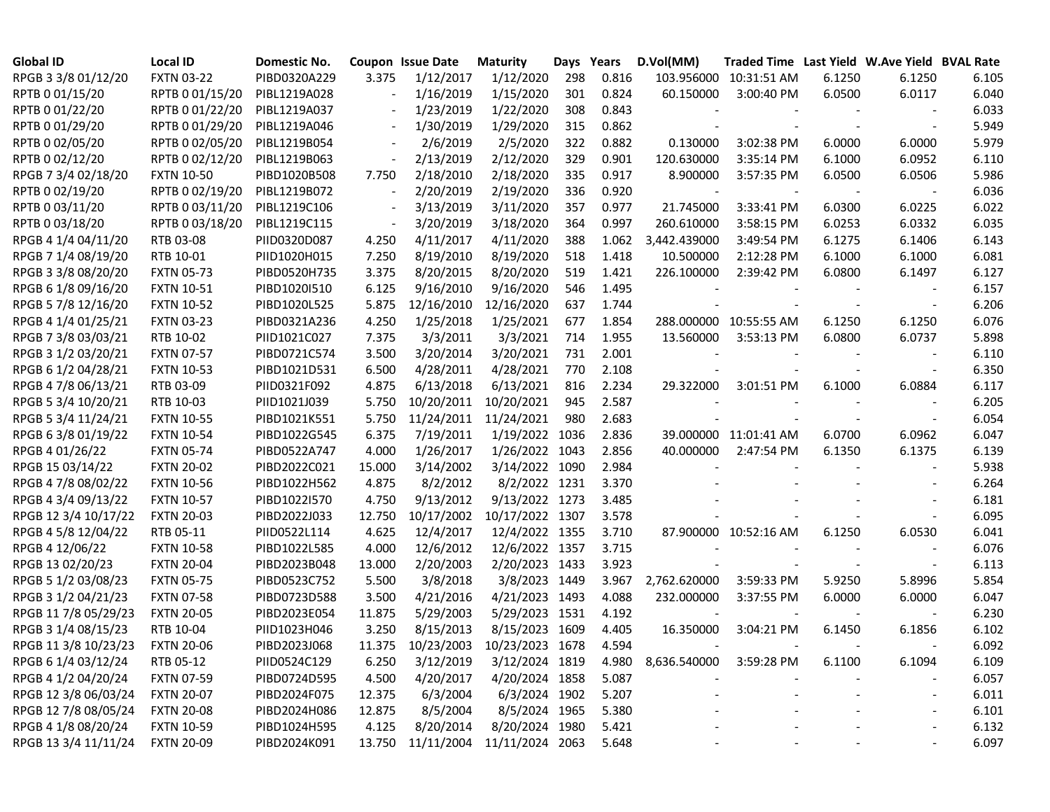| Global ID | Local ID | Domestic No. | Coupon | Issue Date | Maturity | Days | Years | D.Vol(MM) | Traded Time | Last Yield | W.Ave Yield | BVAL Rate |
|---|---|---|---|---|---|---|---|---|---|---|---|---|
| RPGB 3 3/8 01/12/20 | FXTN 03-22 | PIBD0320A229 | 3.375 | 1/12/2017 | 1/12/2020 | 298 | 0.816 | 103.956000 | 10:31:51 AM | 6.1250 | 6.1250 | 6.105 |
| RPTB 0 01/15/20 | RPTB 0 01/15/20 | PIBL1219A028 | - | 1/16/2019 | 1/15/2020 | 301 | 0.824 | 60.150000 | 3:00:40 PM | 6.0500 | 6.0117 | 6.040 |
| RPTB 0 01/22/20 | RPTB 0 01/22/20 | PIBL1219A037 | - | 1/23/2019 | 1/22/2020 | 308 | 0.843 | - | - | - | - | 6.033 |
| RPTB 0 01/29/20 | RPTB 0 01/29/20 | PIBL1219A046 | - | 1/30/2019 | 1/29/2020 | 315 | 0.862 | - | - | - | - | 5.949 |
| RPTB 0 02/05/20 | RPTB 0 02/05/20 | PIBL1219B054 | - | 2/6/2019 | 2/5/2020 | 322 | 0.882 | 0.130000 | 3:02:38 PM | 6.0000 | 6.0000 | 5.979 |
| RPTB 0 02/12/20 | RPTB 0 02/12/20 | PIBL1219B063 | - | 2/13/2019 | 2/12/2020 | 329 | 0.901 | 120.630000 | 3:35:14 PM | 6.1000 | 6.0952 | 6.110 |
| RPGB 7 3/4 02/18/20 | FXTN 10-50 | PIBD1020B508 | 7.750 | 2/18/2010 | 2/18/2020 | 335 | 0.917 | 8.900000 | 3:57:35 PM | 6.0500 | 6.0506 | 5.986 |
| RPTB 0 02/19/20 | RPTB 0 02/19/20 | PIBL1219B072 | - | 2/20/2019 | 2/19/2020 | 336 | 0.920 | - | - | - | - | 6.036 |
| RPTB 0 03/11/20 | RPTB 0 03/11/20 | PIBL1219C106 | - | 3/13/2019 | 3/11/2020 | 357 | 0.977 | 21.745000 | 3:33:41 PM | 6.0300 | 6.0225 | 6.022 |
| RPTB 0 03/18/20 | RPTB 0 03/18/20 | PIBL1219C115 | - | 3/20/2019 | 3/18/2020 | 364 | 0.997 | 260.610000 | 3:58:15 PM | 6.0253 | 6.0332 | 6.035 |
| RPGB 4 1/4 04/11/20 | RTB 03-08 | PIID0320D087 | 4.250 | 4/11/2017 | 4/11/2020 | 388 | 1.062 | 3,442.439000 | 3:49:54 PM | 6.1275 | 6.1406 | 6.143 |
| RPGB 7 1/4 08/19/20 | RTB 10-01 | PIID1020H015 | 7.250 | 8/19/2010 | 8/19/2020 | 518 | 1.418 | 10.500000 | 2:12:28 PM | 6.1000 | 6.1000 | 6.081 |
| RPGB 3 3/8 08/20/20 | FXTN 05-73 | PIBD0520H735 | 3.375 | 8/20/2015 | 8/20/2020 | 519 | 1.421 | 226.100000 | 2:39:42 PM | 6.0800 | 6.1497 | 6.127 |
| RPGB 6 1/8 09/16/20 | FXTN 10-51 | PIBD1020I510 | 6.125 | 9/16/2010 | 9/16/2020 | 546 | 1.495 | - | - | - | - | 6.157 |
| RPGB 5 7/8 12/16/20 | FXTN 10-52 | PIBD1020L525 | 5.875 | 12/16/2010 | 12/16/2020 | 637 | 1.744 | - | - | - | - | 6.206 |
| RPGB 4 1/4 01/25/21 | FXTN 03-23 | PIBD0321A236 | 4.250 | 1/25/2018 | 1/25/2021 | 677 | 1.854 | 288.000000 | 10:55:55 AM | 6.1250 | 6.1250 | 6.076 |
| RPGB 7 3/8 03/03/21 | RTB 10-02 | PIID1021C027 | 7.375 | 3/3/2011 | 3/3/2021 | 714 | 1.955 | 13.560000 | 3:53:13 PM | 6.0800 | 6.0737 | 5.898 |
| RPGB 3 1/2 03/20/21 | FXTN 07-57 | PIBD0721C574 | 3.500 | 3/20/2014 | 3/20/2021 | 731 | 2.001 | - | - | - | - | 6.110 |
| RPGB 6 1/2 04/28/21 | FXTN 10-53 | PIBD1021D531 | 6.500 | 4/28/2011 | 4/28/2021 | 770 | 2.108 | - | - | - | - | 6.350 |
| RPGB 4 7/8 06/13/21 | RTB 03-09 | PIID0321F092 | 4.875 | 6/13/2018 | 6/13/2021 | 816 | 2.234 | 29.322000 | 3:01:51 PM | 6.1000 | 6.0884 | 6.117 |
| RPGB 5 3/4 10/20/21 | RTB 10-03 | PIID1021J039 | 5.750 | 10/20/2011 | 10/20/2021 | 945 | 2.587 | - | - | - | - | 6.205 |
| RPGB 5 3/4 11/24/21 | FXTN 10-55 | PIBD1021K551 | 5.750 | 11/24/2011 | 11/24/2021 | 980 | 2.683 | - | - | - | - | 6.054 |
| RPGB 6 3/8 01/19/22 | FXTN 10-54 | PIBD1022G545 | 6.375 | 7/19/2011 | 1/19/2022 | 1036 | 2.836 | 39.000000 | 11:01:41 AM | 6.0700 | 6.0962 | 6.047 |
| RPGB 4 01/26/22 | FXTN 05-74 | PIBD0522A747 | 4.000 | 1/26/2017 | 1/26/2022 | 1043 | 2.856 | 40.000000 | 2:47:54 PM | 6.1350 | 6.1375 | 6.139 |
| RPGB 15 03/14/22 | FXTN 20-02 | PIBD2022C021 | 15.000 | 3/14/2002 | 3/14/2022 | 1090 | 2.984 | - | - | - | - | 5.938 |
| RPGB 4 7/8 08/02/22 | FXTN 10-56 | PIBD1022H562 | 4.875 | 8/2/2012 | 8/2/2022 | 1231 | 3.370 | - | - | - | - | 6.264 |
| RPGB 4 3/4 09/13/22 | FXTN 10-57 | PIBD1022I570 | 4.750 | 9/13/2012 | 9/13/2022 | 1273 | 3.485 | - | - | - | - | 6.181 |
| RPGB 12 3/4 10/17/22 | FXTN 20-03 | PIBD2022J033 | 12.750 | 10/17/2002 | 10/17/2022 | 1307 | 3.578 | - | - | - | - | 6.095 |
| RPGB 4 5/8 12/04/22 | RTB 05-11 | PIID0522L114 | 4.625 | 12/4/2017 | 12/4/2022 | 1355 | 3.710 | 87.900000 | 10:52:16 AM | 6.1250 | 6.0530 | 6.041 |
| RPGB 4 12/06/22 | FXTN 10-58 | PIBD1022L585 | 4.000 | 12/6/2012 | 12/6/2022 | 1357 | 3.715 | - | - | - | - | 6.076 |
| RPGB 13 02/20/23 | FXTN 20-04 | PIBD2023B048 | 13.000 | 2/20/2003 | 2/20/2023 | 1433 | 3.923 | - | - | - | - | 6.113 |
| RPGB 5 1/2 03/08/23 | FXTN 05-75 | PIBD0523C752 | 5.500 | 3/8/2018 | 3/8/2023 | 1449 | 3.967 | 2,762.620000 | 3:59:33 PM | 5.9250 | 5.8996 | 5.854 |
| RPGB 3 1/2 04/21/23 | FXTN 07-58 | PIBD0723D588 | 3.500 | 4/21/2016 | 4/21/2023 | 1493 | 4.088 | 232.000000 | 3:37:55 PM | 6.0000 | 6.0000 | 6.047 |
| RPGB 11 7/8 05/29/23 | FXTN 20-05 | PIBD2023E054 | 11.875 | 5/29/2003 | 5/29/2023 | 1531 | 4.192 | - | - | - | - | 6.230 |
| RPGB 3 1/4 08/15/23 | RTB 10-04 | PIID1023H046 | 3.250 | 8/15/2013 | 8/15/2023 | 1609 | 4.405 | 16.350000 | 3:04:21 PM | 6.1450 | 6.1856 | 6.102 |
| RPGB 11 3/8 10/23/23 | FXTN 20-06 | PIBD2023J068 | 11.375 | 10/23/2003 | 10/23/2023 | 1678 | 4.594 | - | - | - | - | 6.092 |
| RPGB 6 1/4 03/12/24 | RTB 05-12 | PIID0524C129 | 6.250 | 3/12/2019 | 3/12/2024 | 1819 | 4.980 | 8,636.540000 | 3:59:28 PM | 6.1100 | 6.1094 | 6.109 |
| RPGB 4 1/2 04/20/24 | FXTN 07-59 | PIBD0724D595 | 4.500 | 4/20/2017 | 4/20/2024 | 1858 | 5.087 | - | - | - | - | 6.057 |
| RPGB 12 3/8 06/03/24 | FXTN 20-07 | PIBD2024F075 | 12.375 | 6/3/2004 | 6/3/2024 | 1902 | 5.207 | - | - | - | - | 6.011 |
| RPGB 12 7/8 08/05/24 | FXTN 20-08 | PIBD2024H086 | 12.875 | 8/5/2004 | 8/5/2024 | 1965 | 5.380 | - | - | - | - | 6.101 |
| RPGB 4 1/8 08/20/24 | FXTN 10-59 | PIBD1024H595 | 4.125 | 8/20/2014 | 8/20/2024 | 1980 | 5.421 | - | - | - | - | 6.132 |
| RPGB 13 3/4 11/11/24 | FXTN 20-09 | PIBD2024K091 | 13.750 | 11/11/2004 | 11/11/2024 | 2063 | 5.648 | - | - | - | - | 6.097 |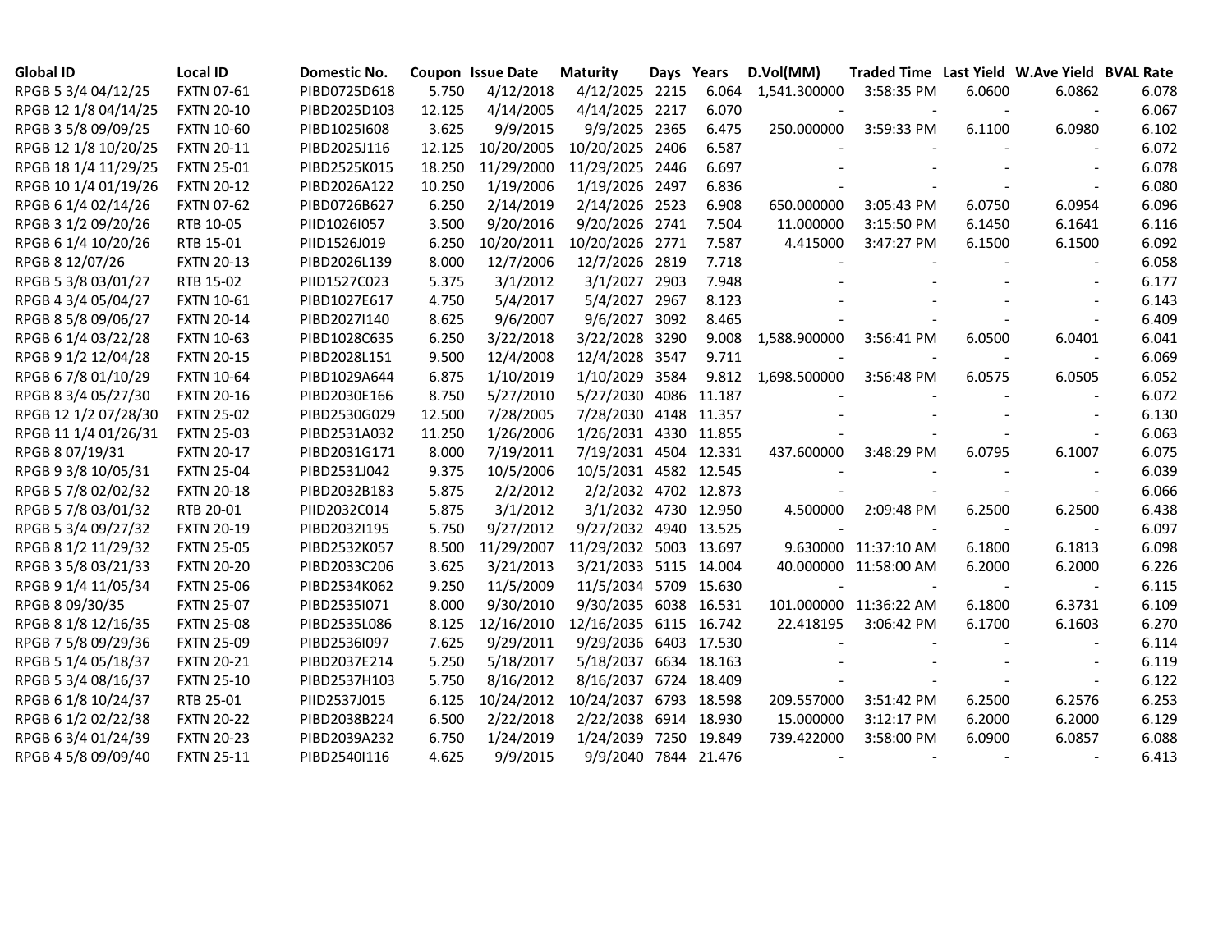| Global ID | Local ID | Domestic No. | Coupon | Issue Date | Maturity | Days | Years | D.Vol(MM) | Traded Time | Last Yield | W.Ave Yield | BVAL Rate |
|---|---|---|---|---|---|---|---|---|---|---|---|---|
| RPGB 5 3/4 04/12/25 | FXTN 07-61 | PIBD0725D618 | 5.750 | 4/12/2018 | 4/12/2025 | 2215 | 6.064 | 1,541.300000 | 3:58:35 PM | 6.0600 | 6.0862 | 6.078 |
| RPGB 12 1/8 04/14/25 | FXTN 20-10 | PIBD2025D103 | 12.125 | 4/14/2005 | 4/14/2025 | 2217 | 6.070 | - | - | - | - | 6.067 |
| RPGB 3 5/8 09/09/25 | FXTN 10-60 | PIBD1025I608 | 3.625 | 9/9/2015 | 9/9/2025 | 2365 | 6.475 | 250.000000 | 3:59:33 PM | 6.1100 | 6.0980 | 6.102 |
| RPGB 12 1/8 10/20/25 | FXTN 20-11 | PIBD2025J116 | 12.125 | 10/20/2005 | 10/20/2025 | 2406 | 6.587 | - | - | - | - | 6.072 |
| RPGB 18 1/4 11/29/25 | FXTN 25-01 | PIBD2525K015 | 18.250 | 11/29/2000 | 11/29/2025 | 2446 | 6.697 | - | - | - | - | 6.078 |
| RPGB 10 1/4 01/19/26 | FXTN 20-12 | PIBD2026A122 | 10.250 | 1/19/2006 | 1/19/2026 | 2497 | 6.836 | - | - | - | - | 6.080 |
| RPGB 6 1/4 02/14/26 | FXTN 07-62 | PIBD0726B627 | 6.250 | 2/14/2019 | 2/14/2026 | 2523 | 6.908 | 650.000000 | 3:05:43 PM | 6.0750 | 6.0954 | 6.096 |
| RPGB 3 1/2 09/20/26 | RTB 10-05 | PIID1026I057 | 3.500 | 9/20/2016 | 9/20/2026 | 2741 | 7.504 | 11.000000 | 3:15:50 PM | 6.1450 | 6.1641 | 6.116 |
| RPGB 6 1/4 10/20/26 | RTB 15-01 | PIID1526J019 | 6.250 | 10/20/2011 | 10/20/2026 | 2771 | 7.587 | 4.415000 | 3:47:27 PM | 6.1500 | 6.1500 | 6.092 |
| RPGB 8 12/07/26 | FXTN 20-13 | PIBD2026L139 | 8.000 | 12/7/2006 | 12/7/2026 | 2819 | 7.718 | - | - | - | - | 6.058 |
| RPGB 5 3/8 03/01/27 | RTB 15-02 | PIID1527C023 | 5.375 | 3/1/2012 | 3/1/2027 | 2903 | 7.948 | - | - | - | - | 6.177 |
| RPGB 4 3/4 05/04/27 | FXTN 10-61 | PIBD1027E617 | 4.750 | 5/4/2017 | 5/4/2027 | 2967 | 8.123 | - | - | - | - | 6.143 |
| RPGB 8 5/8 09/06/27 | FXTN 20-14 | PIBD2027I140 | 8.625 | 9/6/2007 | 9/6/2027 | 3092 | 8.465 | - | - | - | - | 6.409 |
| RPGB 6 1/4 03/22/28 | FXTN 10-63 | PIBD1028C635 | 6.250 | 3/22/2018 | 3/22/2028 | 3290 | 9.008 | 1,588.900000 | 3:56:41 PM | 6.0500 | 6.0401 | 6.041 |
| RPGB 9 1/2 12/04/28 | FXTN 20-15 | PIBD2028L151 | 9.500 | 12/4/2008 | 12/4/2028 | 3547 | 9.711 | - | - | - | - | 6.069 |
| RPGB 6 7/8 01/10/29 | FXTN 10-64 | PIBD1029A644 | 6.875 | 1/10/2019 | 1/10/2029 | 3584 | 9.812 | 1,698.500000 | 3:56:48 PM | 6.0575 | 6.0505 | 6.052 |
| RPGB 8 3/4 05/27/30 | FXTN 20-16 | PIBD2030E166 | 8.750 | 5/27/2010 | 5/27/2030 | 4086 | 11.187 | - | - | - | - | 6.072 |
| RPGB 12 1/2 07/28/30 | FXTN 25-02 | PIBD2530G029 | 12.500 | 7/28/2005 | 7/28/2030 | 4148 | 11.357 | - | - | - | - | 6.130 |
| RPGB 11 1/4 01/26/31 | FXTN 25-03 | PIBD2531A032 | 11.250 | 1/26/2006 | 1/26/2031 | 4330 | 11.855 | - | - | - | - | 6.063 |
| RPGB 8 07/19/31 | FXTN 20-17 | PIBD2031G171 | 8.000 | 7/19/2011 | 7/19/2031 | 4504 | 12.331 | 437.600000 | 3:48:29 PM | 6.0795 | 6.1007 | 6.075 |
| RPGB 9 3/8 10/05/31 | FXTN 25-04 | PIBD2531J042 | 9.375 | 10/5/2006 | 10/5/2031 | 4582 | 12.545 | - | - | - | - | 6.039 |
| RPGB 5 7/8 02/02/32 | FXTN 20-18 | PIBD2032B183 | 5.875 | 2/2/2012 | 2/2/2032 | 4702 | 12.873 | - | - | - | - | 6.066 |
| RPGB 5 7/8 03/01/32 | RTB 20-01 | PIID2032C014 | 5.875 | 3/1/2012 | 3/1/2032 | 4730 | 12.950 | 4.500000 | 2:09:48 PM | 6.2500 | 6.2500 | 6.438 |
| RPGB 5 3/4 09/27/32 | FXTN 20-19 | PIBD2032I195 | 5.750 | 9/27/2012 | 9/27/2032 | 4940 | 13.525 | - | - | - | - | 6.097 |
| RPGB 8 1/2 11/29/32 | FXTN 25-05 | PIBD2532K057 | 8.500 | 11/29/2007 | 11/29/2032 | 5003 | 13.697 | 9.630000 | 11:37:10 AM | 6.1800 | 6.1813 | 6.098 |
| RPGB 3 5/8 03/21/33 | FXTN 20-20 | PIBD2033C206 | 3.625 | 3/21/2013 | 3/21/2033 | 5115 | 14.004 | 40.000000 | 11:58:00 AM | 6.2000 | 6.2000 | 6.226 |
| RPGB 9 1/4 11/05/34 | FXTN 25-06 | PIBD2534K062 | 9.250 | 11/5/2009 | 11/5/2034 | 5709 | 15.630 | - | - | - | - | 6.115 |
| RPGB 8 09/30/35 | FXTN 25-07 | PIBD2535I071 | 8.000 | 9/30/2010 | 9/30/2035 | 6038 | 16.531 | 101.000000 | 11:36:22 AM | 6.1800 | 6.3731 | 6.109 |
| RPGB 8 1/8 12/16/35 | FXTN 25-08 | PIBD2535L086 | 8.125 | 12/16/2010 | 12/16/2035 | 6115 | 16.742 | 22.418195 | 3:06:42 PM | 6.1700 | 6.1603 | 6.270 |
| RPGB 7 5/8 09/29/36 | FXTN 25-09 | PIBD2536I097 | 7.625 | 9/29/2011 | 9/29/2036 | 6403 | 17.530 | - | - | - | - | 6.114 |
| RPGB 5 1/4 05/18/37 | FXTN 20-21 | PIBD2037E214 | 5.250 | 5/18/2017 | 5/18/2037 | 6634 | 18.163 | - | - | - | - | 6.119 |
| RPGB 5 3/4 08/16/37 | FXTN 25-10 | PIBD2537H103 | 5.750 | 8/16/2012 | 8/16/2037 | 6724 | 18.409 | - | - | - | - | 6.122 |
| RPGB 6 1/8 10/24/37 | RTB 25-01 | PIID2537J015 | 6.125 | 10/24/2012 | 10/24/2037 | 6793 | 18.598 | 209.557000 | 3:51:42 PM | 6.2500 | 6.2576 | 6.253 |
| RPGB 6 1/2 02/22/38 | FXTN 20-22 | PIBD2038B224 | 6.500 | 2/22/2018 | 2/22/2038 | 6914 | 18.930 | 15.000000 | 3:12:17 PM | 6.2000 | 6.2000 | 6.129 |
| RPGB 6 3/4 01/24/39 | FXTN 20-23 | PIBD2039A232 | 6.750 | 1/24/2019 | 1/24/2039 | 7250 | 19.849 | 739.422000 | 3:58:00 PM | 6.0900 | 6.0857 | 6.088 |
| RPGB 4 5/8 09/09/40 | FXTN 25-11 | PIBD2540I116 | 4.625 | 9/9/2015 | 9/9/2040 | 7844 | 21.476 | - | - | - | - | 6.413 |